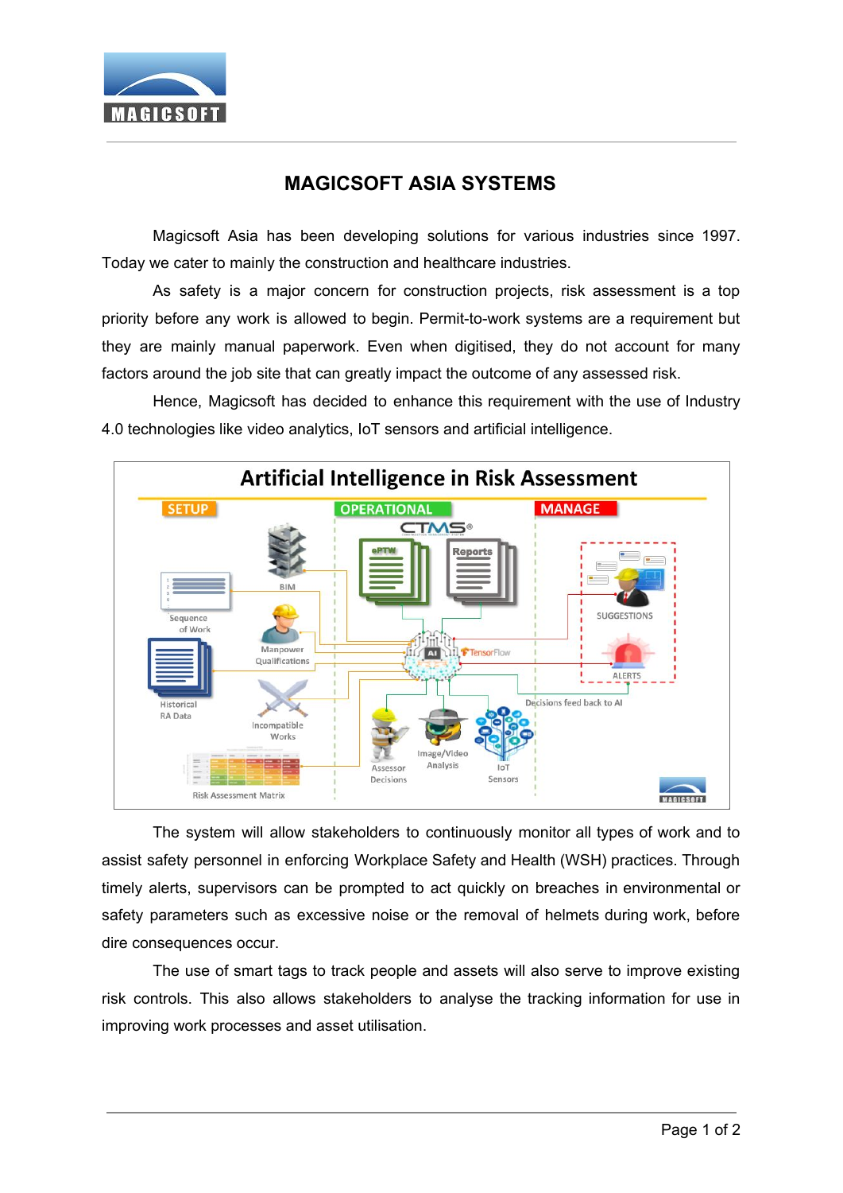# MAGICSOFT ASIA SYSTEMS

Magicsoft Asia has been developing solutions for various industries since 1997. Today we cater to mainly the construction and healthcare industries.

As safety is a major concern for construction projects, risk assessment is a top priority before any work is allowed to begin. Permit-to-work systems are a requirement but they are mainly manual paperwork. Even when digitised, they do not account for many factors around the job site that can greatly impact the outcome of any assessed risk.

Hence, Magicsoft has decided to enhance this requirement with the use of Industry 4.0 technologies like video analytics, IoT sensors and artificial intelligence.

**Artificial Intelligence in Risk Assessment**

The system will allow stakeholders to continuously monitor all types of work and to assist safety personnel in enforcing Workplace Safety and Health (WSH) practices. Through timely alerts, supervisors can be prompted to act quickly on breaches in environmental or safety parameters such as excessive noise or the removal of helmets during work, before dire consequences occur.

The use of smart tags to track people and assets will also serve to improve existing risk controls. This also allows stakeholders to analyse the tracking information for use in improving work processes and asset utilisation.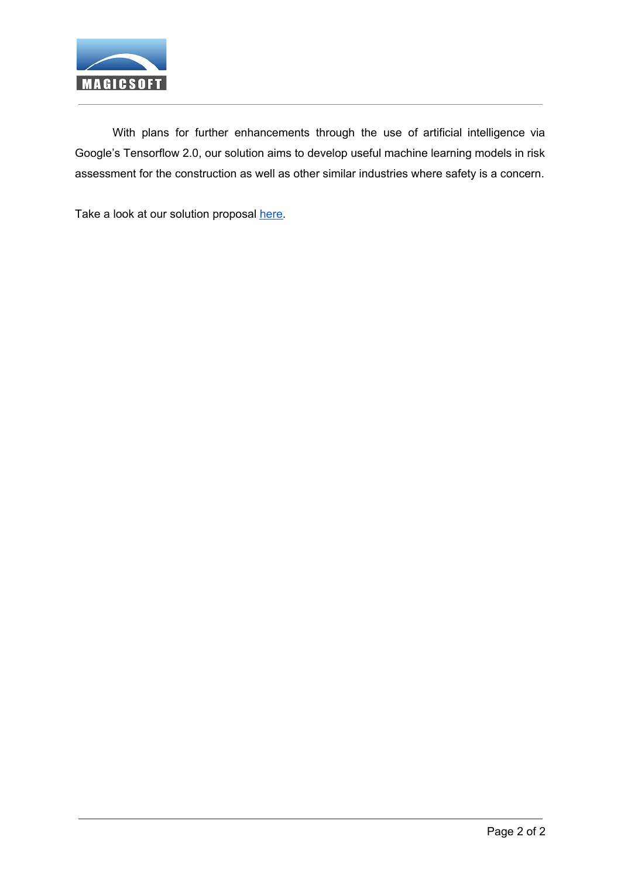With plans for further enhancements through the use of artificial intelligence via Google's Tensorflow 2.0, our solution aims to develop useful machine learning models in risk assessment for the construction as well as other similar industries where safety is a concern.

Take a look at our solution proposal here.